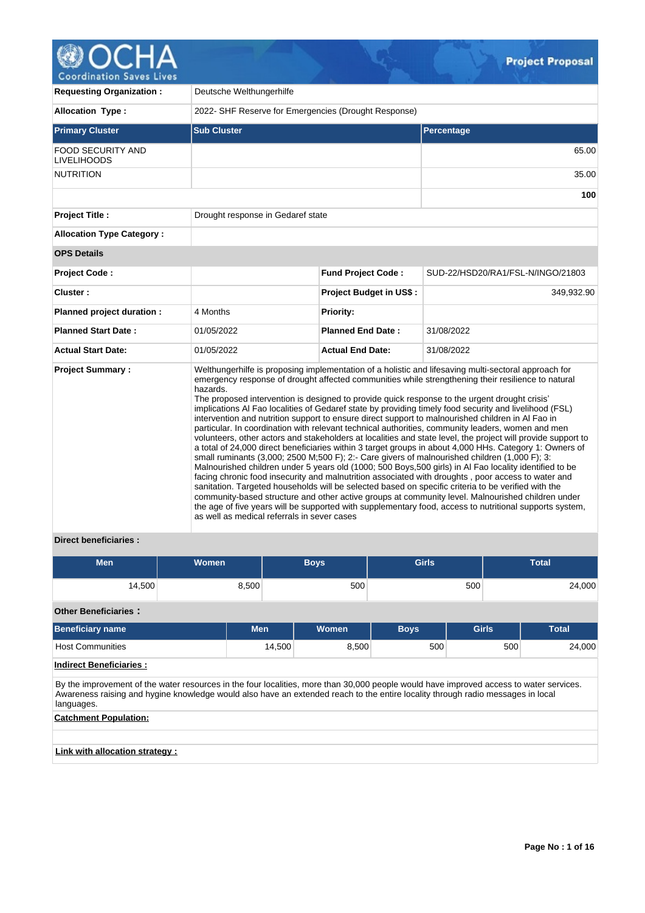# Project Proposal

| | |
|---|---|
| **Requesting Organization :** | Deutsche Welthungerhilfe |
| **Allocation Type :** | 2022- SHF Reserve for Emergencies (Drought Response) |

| Primary Cluster | Sub Cluster | Percentage |
|---|---|---|
| FOOD SECURITY AND LIVELIHOODS | | 65.00 |
| NUTRITION | | 35.00 |
| | | **100** |

| | |
|---|---|
| **Project Title :** | Drought response in Gedaref state |
| **Allocation Type Category :** | |

**OPS Details**

| | | | |
|---|---|---|---|
| **Project Code :** | | **Fund Project Code :** | SUD-22/HSD20/RA1/FSL-N/INGO/21803 |
| **Cluster :** | | **Project Budget in US$ :** | 349,932.90 |
| **Planned project duration :** | 4 Months | **Priority:** | |
| **Planned Start Date :** | 01/05/2022 | **Planned End Date :** | 31/08/2022 |
| **Actual Start Date:** | 01/05/2022 | **Actual End Date:** | 31/08/2022 |

**Project Summary :**

Welthungerhilfe is proposing implementation of a holistic and lifesaving multi-sectoral approach for emergency response of drought affected communities while strengthening their resilience to natural hazards.
The proposed intervention is designed to provide quick response to the urgent drought crisis' implications Al Fao localities of Gedaref state by providing timely food security and livelihood (FSL) intervention and nutrition support to ensure direct support to malnourished children in Al Fao in particular. In coordination with relevant technical authorities, community leaders, women and men volunteers, other actors and stakeholders at localities and state level, the project will provide support to a total of 24,000 direct beneficiaries within 3 target groups in about 4,000 HHs. Category 1: Owners of small ruminants (3,000; 2500 M;500 F); 2:- Care givers of malnourished children (1,000 F); 3: Malnourished children under 5 years old (1000; 500 Boys,500 girls) in Al Fao locality identified to be facing chronic food insecurity and malnutrition associated with droughts , poor access to water and sanitation. Targeted households will be selected based on specific criteria to be verified with the community-based structure and other active groups at community level. Malnourished children under the age of five years will be supported with supplementary food, access to nutritional supports system, as well as medical referrals in sever cases

**Direct beneficiaries :**

| Men | Women | Boys | Girls | Total |
|---|---|---|---|---|
| 14,500 | 8,500 | 500 | 500 | 24,000 |

**Other Beneficiaries :**

| Beneficiary name | Men | Women | Boys | Girls | Total |
|---|---|---|---|---|---|
| Host Communities | 14,500 | 8,500 | 500 | 500 | 24,000 |

**Indirect Beneficiaries :**

By the improvement of the water resources in the four localities, more than 30,000 people would have improved access to water services. Awareness raising and hygine knowledge would also have an extended reach to the entire locality through radio messages in local languages.

**Catchment Population:**

**Link with allocation strategy :**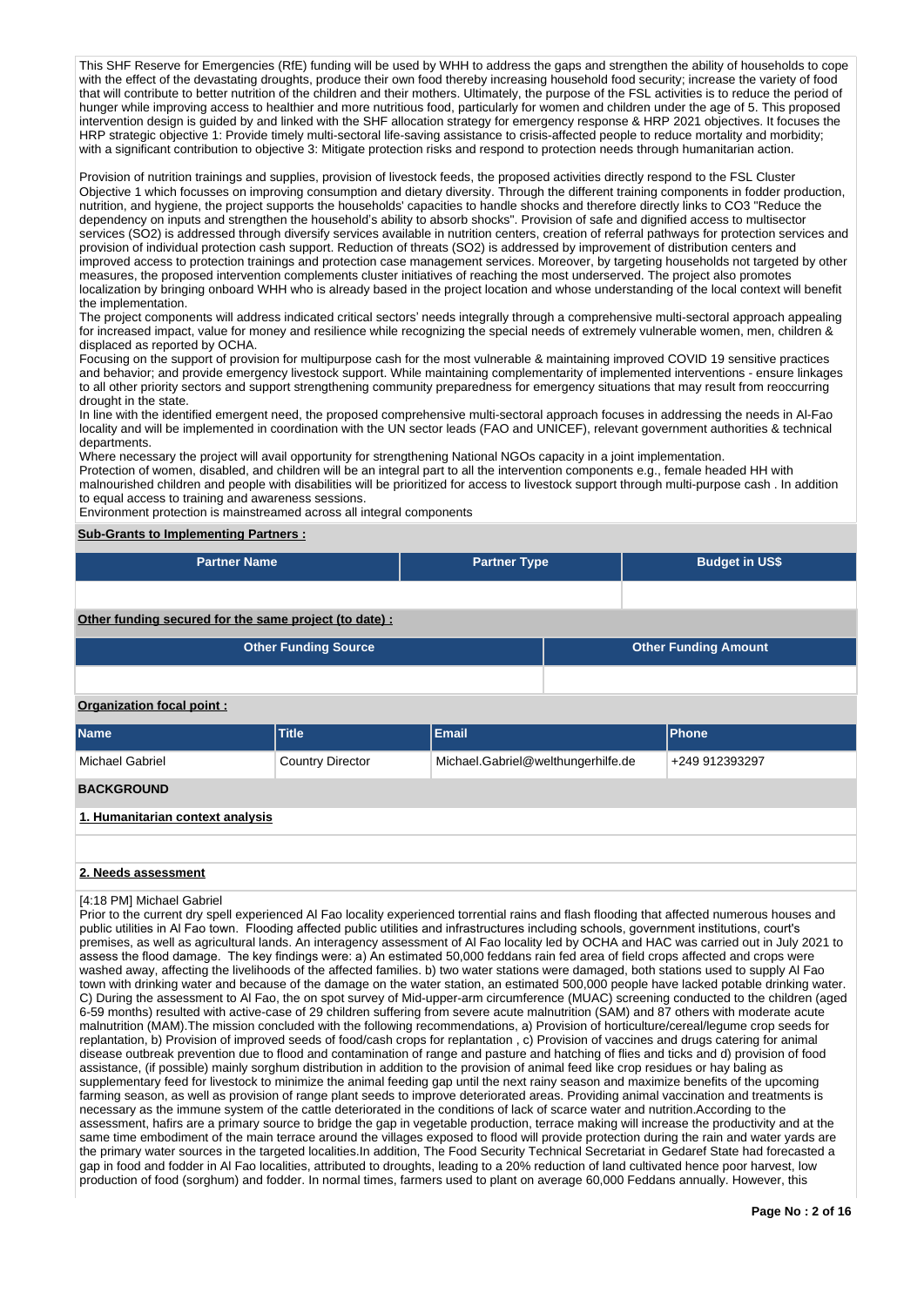This SHF Reserve for Emergencies (RfE) funding will be used by WHH to address the gaps and strengthen the ability of households to cope with the effect of the devastating droughts, produce their own food thereby increasing household food security; increase the variety of food that will contribute to better nutrition of the children and their mothers. Ultimately, the purpose of the FSL activities is to reduce the period of hunger while improving access to healthier and more nutritious food, particularly for women and children under the age of 5. This proposed intervention design is guided by and linked with the SHF allocation strategy for emergency response & HRP 2021 objectives. It focuses the HRP strategic objective 1: Provide timely multi-sectoral life-saving assistance to crisis-affected people to reduce mortality and morbidity; with a significant contribution to objective 3: Mitigate protection risks and respond to protection needs through humanitarian action.

Provision of nutrition trainings and supplies, provision of livestock feeds, the proposed activities directly respond to the FSL Cluster Objective 1 which focusses on improving consumption and dietary diversity. Through the different training components in fodder production, nutrition, and hygiene, the project supports the households' capacities to handle shocks and therefore directly links to CO3 "Reduce the dependency on inputs and strengthen the household's ability to absorb shocks". Provision of safe and dignified access to multisector services (SO2) is addressed through diversify services available in nutrition centers, creation of referral pathways for protection services and provision of individual protection cash support. Reduction of threats (SO2) is addressed by improvement of distribution centers and improved access to protection trainings and protection case management services. Moreover, by targeting households not targeted by other measures, the proposed intervention complements cluster initiatives of reaching the most underserved. The project also promotes localization by bringing onboard WHH who is already based in the project location and whose understanding of the local context will benefit the implementation.
The project components will address indicated critical sectors' needs integrally through a comprehensive multi-sectoral approach appealing for increased impact, value for money and resilience while recognizing the special needs of extremely vulnerable women, men, children & displaced as reported by OCHA.
Focusing on the support of provision for multipurpose cash for the most vulnerable & maintaining improved COVID 19 sensitive practices and behavior; and provide emergency livestock support. While maintaining complementarity of implemented interventions - ensure linkages to all other priority sectors and support strengthening community preparedness for emergency situations that may result from reoccurring drought in the state.
In line with the identified emergent need, the proposed comprehensive multi-sectoral approach focuses in addressing the needs in Al-Fao locality and will be implemented in coordination with the UN sector leads (FAO and UNICEF), relevant government authorities & technical departments.
Where necessary the project will avail opportunity for strengthening National NGOs capacity in a joint implementation.
Protection of women, disabled, and children will be an integral part to all the intervention components e.g., female headed HH with malnourished children and people with disabilities will be prioritized for access to livestock support through multi-purpose cash . In addition to equal access to training and awareness sessions.
Environment protection is mainstreamed across all integral components

**Sub-Grants to Implementing Partners :**

| Partner Name | Partner Type | Budget in US$ |
|---|---|---|
| | | |

**Other funding secured for the same project (to date) :**

| Other Funding Source | Other Funding Amount |
|---|---|
| | |

**Organization focal point :**

| Name | Title | Email | Phone |
|---|---|---|---|
| Michael Gabriel | Country Director | Michael.Gabriel@welthungerhilfe.de | +249 912393297 |

## BACKGROUND

### 1. Humanitarian context analysis

### 2. Needs assessment

[4:18 PM] Michael Gabriel
Prior to the current dry spell experienced Al Fao locality experienced torrential rains and flash flooding that affected numerous houses and public utilities in Al Fao town. Flooding affected public utilities and infrastructures including schools, government institutions, court's premises, as well as agricultural lands. An interagency assessment of Al Fao locality led by OCHA and HAC was carried out in July 2021 to assess the flood damage. The key findings were: a) An estimated 50,000 feddans rain fed area of field crops affected and crops were washed away, affecting the livelihoods of the affected families. b) two water stations were damaged, both stations used to supply Al Fao town with drinking water and because of the damage on the water station, an estimated 500,000 people have lacked potable drinking water. C) During the assessment to Al Fao, the on spot survey of Mid-upper-arm circumference (MUAC) screening conducted to the children (aged 6-59 months) resulted with active-case of 29 children suffering from severe acute malnutrition (SAM) and 87 others with moderate acute malnutrition (MAM).The mission concluded with the following recommendations, a) Provision of horticulture/cereal/legume crop seeds for replantation, b) Provision of improved seeds of food/cash crops for replantation , c) Provision of vaccines and drugs catering for animal disease outbreak prevention due to flood and contamination of range and pasture and hatching of flies and ticks and d) provision of food assistance, (if possible) mainly sorghum distribution in addition to the provision of animal feed like crop residues or hay baling as supplementary feed for livestock to minimize the animal feeding gap until the next rainy season and maximize benefits of the upcoming farming season, as well as provision of range plant seeds to improve deteriorated areas. Providing animal vaccination and treatments is necessary as the immune system of the cattle deteriorated in the conditions of lack of scarce water and nutrition.According to the assessment, hafirs are a primary source to bridge the gap in vegetable production, terrace making will increase the productivity and at the same time embodiment of the main terrace around the villages exposed to flood will provide protection during the rain and water yards are the primary water sources in the targeted localities.In addition, The Food Security Technical Secretariat in Gedaref State had forecasted a gap in food and fodder in Al Fao localities, attributed to droughts, leading to a 20% reduction of land cultivated hence poor harvest, low production of food (sorghum) and fodder. In normal times, farmers used to plant on average 60,000 Feddans annually. However, this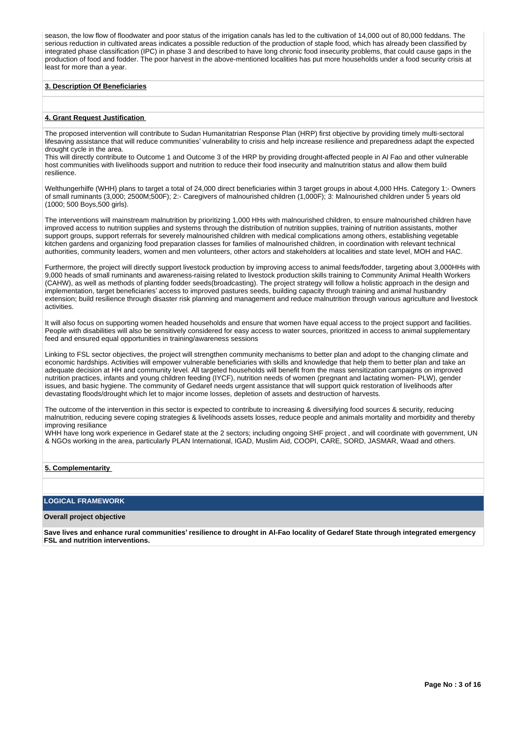season, the low flow of floodwater and poor status of the irrigation canals has led to the cultivation of 14,000 out of 80,000 feddans. The serious reduction in cultivated areas indicates a possible reduction of the production of staple food, which has already been classified by integrated phase classification (IPC) in phase 3 and described to have long chronic food insecurity problems, that could cause gaps in the production of food and fodder. The poor harvest in the above-mentioned localities has put more households under a food security crisis at least for more than a year.

**3. Description Of Beneficiaries**

**4. Grant Request Justification**

The proposed intervention will contribute to Sudan Humanitatrian Response Plan (HRP) first objective by providing timely multi-sectoral lifesaving assistance that will reduce communities' vulnerability to crisis and help increase resilience and preparedness adapt the expected drought cycle in the area.
This will directly contribute to Outcome 1 and Outcome 3 of the HRP by providing drought-affected people in Al Fao and other vulnerable host communities with livelihoods support and nutrition to reduce their food insecurity and malnutrition status and allow them build resilience.

Welthungerhilfe (WHH) plans to target a total of 24,000 direct beneficiaries within 3 target groups in about 4,000 HHs. Category 1:- Owners of small ruminants (3,000; 2500M;500F); 2:- Caregivers of malnourished children (1,000F); 3: Malnourished children under 5 years old (1000; 500 Boys,500 girls).

The interventions will mainstream malnutrition by prioritizing 1,000 HHs with malnourished children, to ensure malnourished children have improved access to nutrition supplies and systems through the distribution of nutrition supplies, training of nutrition assistants, mother support groups, support referrals for severely malnourished children with medical complications among others, establishing vegetable kitchen gardens and organizing food preparation classes for families of malnourished children, in coordination with relevant technical authorities, community leaders, women and men volunteers, other actors and stakeholders at localities and state level, MOH and HAC.

Furthermore, the project will directly support livestock production by improving access to animal feeds/fodder, targeting about 3,000HHs with 9,000 heads of small ruminants and awareness-raising related to livestock production skills training to Community Animal Health Workers (CAHW), as well as methods of planting fodder seeds(broadcasting). The project strategy will follow a holistic approach in the design and implementation, target beneficiaries' access to improved pastures seeds, building capacity through training and animal husbandry extension; build resilience through disaster risk planning and management and reduce malnutrition through various agriculture and livestock activities.

It will also focus on supporting women headed households and ensure that women have equal access to the project support and facilities. People with disabilities will also be sensitively considered for easy access to water sources, prioritized in access to animal supplementary feed and ensured equal opportunities in training/awareness sessions

Linking to FSL sector objectives, the project will strengthen community mechanisms to better plan and adopt to the changing climate and economic hardships. Activities will empower vulnerable beneficiaries with skills and knowledge that help them to better plan and take an adequate decision at HH and community level. All targeted households will benefit from the mass sensitization campaigns on improved nutrition practices, infants and young children feeding (IYCF), nutrition needs of women (pregnant and lactating women- PLW), gender issues, and basic hygiene. The community of Gedaref needs urgent assistance that will support quick restoration of livelihoods after devastating floods/drought which let to major income losses, depletion of assets and destruction of harvests.

The outcome of the intervention in this sector is expected to contribute to increasing & diversifying food sources & security, reducing malnutrition, reducing severe coping strategies & livelihoods assets losses, reduce people and animals mortality and morbidity and thereby improving resiliance
WHH have long work experience in Gedaref state at the 2 sectors; including ongoing SHF project , and will coordinate with government, UN & NGOs working in the area, particularly PLAN International, IGAD, Muslim Aid, COOPI, CARE, SORD, JASMAR, Waad and others.

**5. Complementarity**

## LOGICAL FRAMEWORK

**Overall project objective**

**Save lives and enhance rural communities' resilience to drought in Al-Fao locality of Gedaref State through integrated emergency FSL and nutrition interventions.**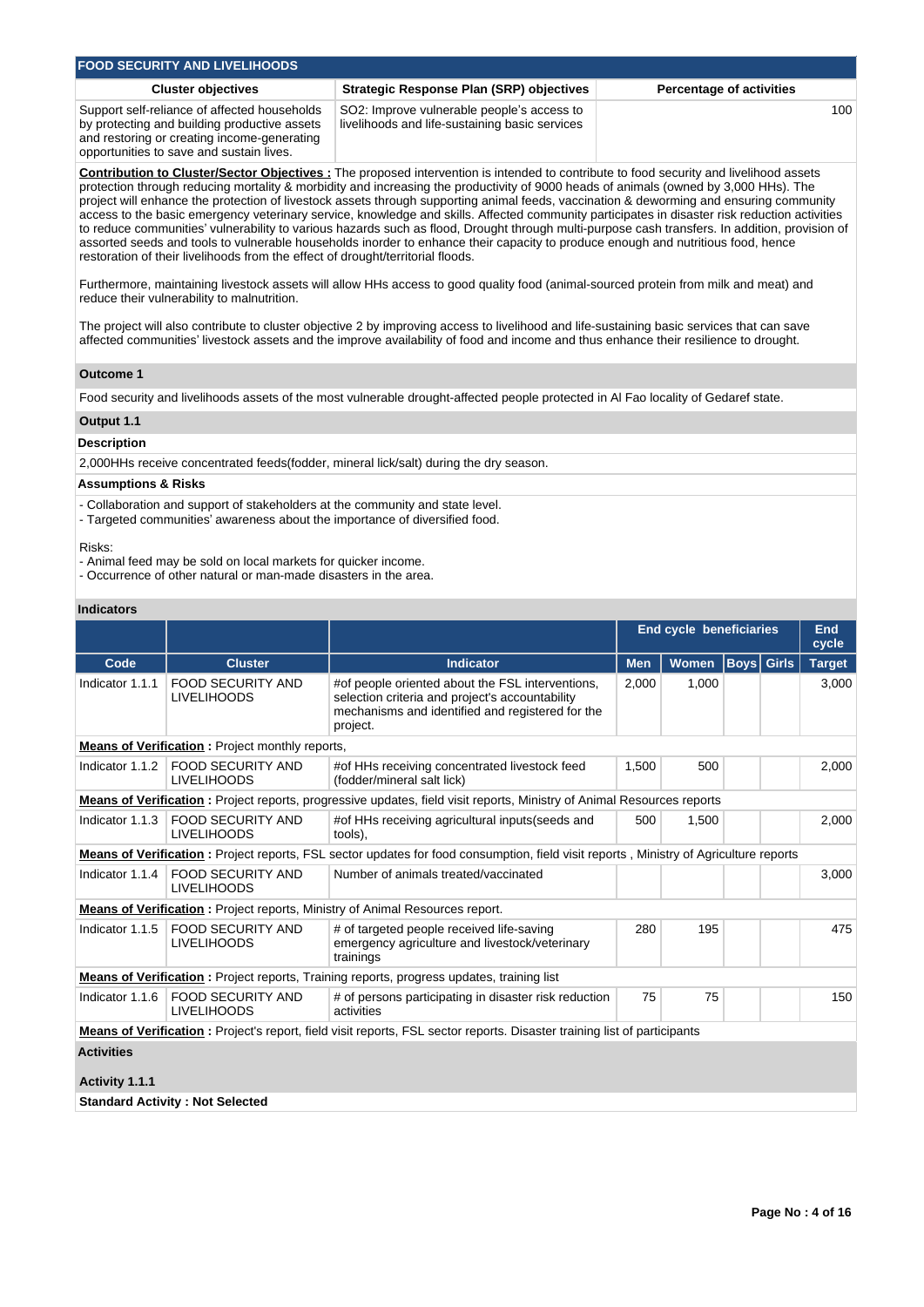## FOOD SECURITY AND LIVELIHOODS

| Cluster objectives | Strategic Response Plan (SRP) objectives | Percentage of activities |
|---|---|---|
| Support self-reliance of affected households by protecting and building productive assets and restoring or creating income-generating opportunities to save and sustain lives. | SO2: Improve vulnerable people's access to livelihoods and life-sustaining basic services | 100 |

**Contribution to Cluster/Sector Objectives :** The proposed intervention is intended to contribute to food security and livelihood assets protection through reducing mortality & morbidity and increasing the productivity of 9000 heads of animals (owned by 3,000 HHs). The project will enhance the protection of livestock assets through supporting animal feeds, vaccination & deworming and ensuring community access to the basic emergency veterinary service, knowledge and skills. Affected community participates in disaster risk reduction activities to reduce communities' vulnerability to various hazards such as flood, Drought through multi-purpose cash transfers. In addition, provision of assorted seeds and tools to vulnerable households inorder to enhance their capacity to produce enough and nutritious food, hence restoration of their livelihoods from the effect of drought/territorial floods.

Furthermore, maintaining livestock assets will allow HHs access to good quality food (animal-sourced protein from milk and meat) and reduce their vulnerability to malnutrition.

The project will also contribute to cluster objective 2 by improving access to livelihood and life-sustaining basic services that can save affected communities' livestock assets and the improve availability of food and income and thus enhance their resilience to drought.

### Outcome 1

Food security and livelihoods assets of the most vulnerable drought-affected people protected in Al Fao locality of Gedaref state.

### Output 1.1

**Description**

2,000HHs receive concentrated feeds(fodder, mineral lick/salt) during the dry season.

**Assumptions & Risks**

- Collaboration and support of stakeholders at the community and state level.
- Targeted communities' awareness about the importance of diversified food.

Risks:
- Animal feed may be sold on local markets for quicker income.
- Occurrence of other natural or man-made disasters in the area.

**Indicators**

| | | | End cycle beneficiaries | | | | End cycle |
|---|---|---|---|---|---|---|---|
| Code | Cluster | Indicator | Men | Women | Boys | Girls | Target |
| Indicator 1.1.1 | FOOD SECURITY AND LIVELIHOODS | #of people oriented about the FSL interventions, selection criteria and project's accountability mechanisms and identified and registered for the project. | 2,000 | 1,000 | | | 3,000 |
| **Means of Verification :** Project monthly reports, | | | | | | | |
| Indicator 1.1.2 | FOOD SECURITY AND LIVELIHOODS | #of HHs receiving concentrated livestock feed (fodder/mineral salt lick) | 1,500 | 500 | | | 2,000 |
| **Means of Verification :** Project reports, progressive updates, field visit reports, Ministry of Animal Resources reports | | | | | | | |
| Indicator 1.1.3 | FOOD SECURITY AND LIVELIHOODS | #of HHs receiving agricultural inputs(seeds and tools), | 500 | 1,500 | | | 2,000 |
| **Means of Verification :** Project reports, FSL sector updates for food consumption, field visit reports , Ministry of Agriculture reports | | | | | | | |
| Indicator 1.1.4 | FOOD SECURITY AND LIVELIHOODS | Number of animals treated/vaccinated | | | | | 3,000 |
| **Means of Verification :** Project reports, Ministry of Animal Resources report. | | | | | | | |
| Indicator 1.1.5 | FOOD SECURITY AND LIVELIHOODS | # of targeted people received life-saving emergency agriculture and livestock/veterinary trainings | 280 | 195 | | | 475 |
| **Means of Verification :** Project reports, Training reports, progress updates, training list | | | | | | | |
| Indicator 1.1.6 | FOOD SECURITY AND LIVELIHOODS | # of persons participating in disaster risk reduction activities | 75 | 75 | | | 150 |
| **Means of Verification :** Project's report, field visit reports, FSL sector reports. Disaster training list of participants | | | | | | | |

**Activities**

**Activity 1.1.1**

**Standard Activity : Not Selected**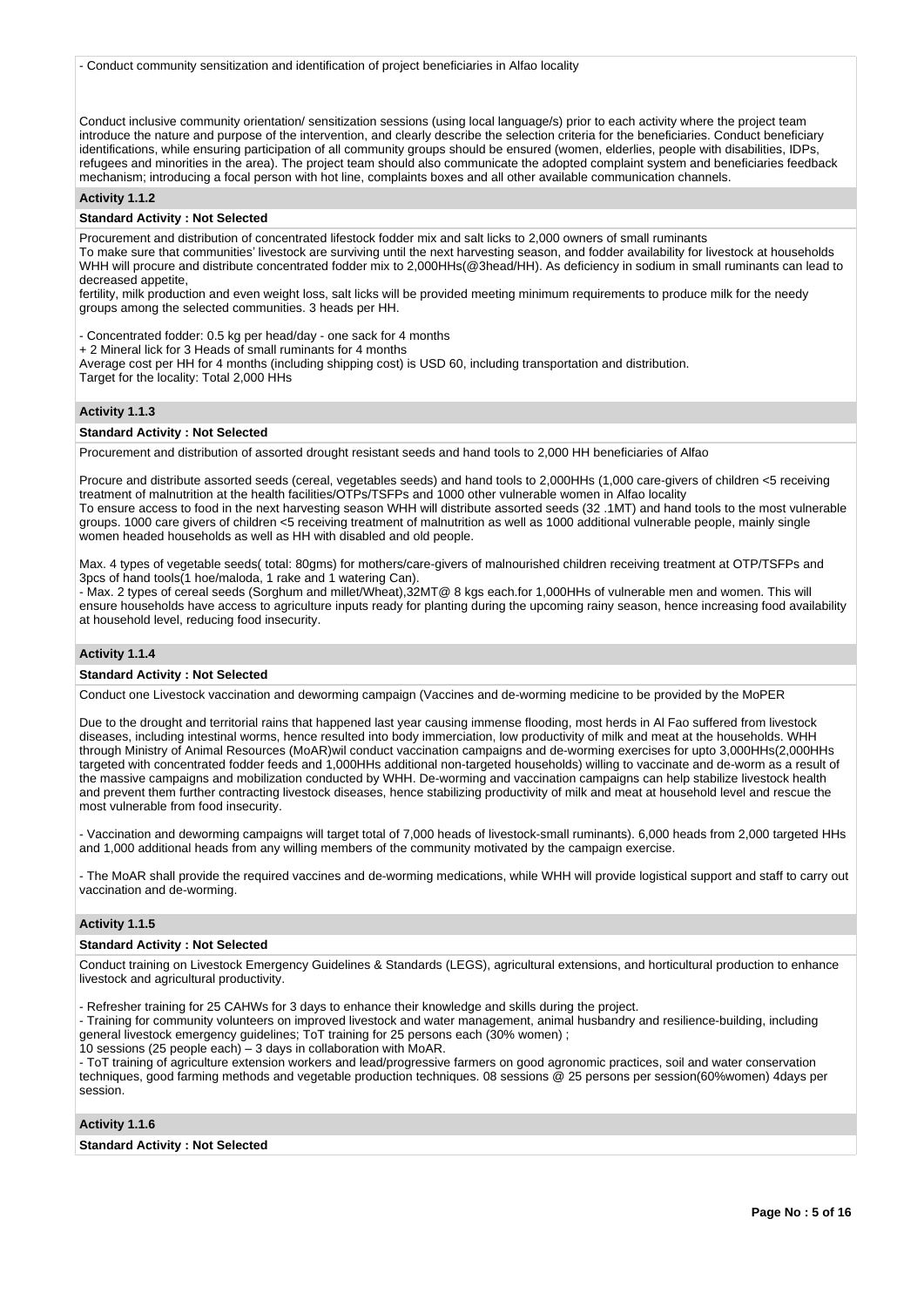- Conduct community sensitization and identification of project beneficiaries in Alfao locality

Conduct inclusive community orientation/ sensitization sessions (using local language/s) prior to each activity where the project team introduce the nature and purpose of the intervention, and clearly describe the selection criteria for the beneficiaries. Conduct beneficiary identifications, while ensuring participation of all community groups should be ensured (women, elderlies, people with disabilities, IDPs, refugees and minorities in the area). The project team should also communicate the adopted complaint system and beneficiaries feedback mechanism; introducing a focal person with hot line, complaints boxes and all other available communication channels.

### Activity 1.1.2

**Standard Activity : Not Selected**

Procurement and distribution of concentrated lifestock fodder mix and salt licks to 2,000 owners of small ruminants
To make sure that communities' livestock are surviving until the next harvesting season, and fodder availability for livestock at households WHH will procure and distribute concentrated fodder mix to 2,000HHs(@3head/HH). As deficiency in sodium in small ruminants can lead to decreased appetite,
fertility, milk production and even weight loss, salt licks will be provided meeting minimum requirements to produce milk for the needy groups among the selected communities. 3 heads per HH.

- Concentrated fodder: 0.5 kg per head/day - one sack for 4 months
+ 2 Mineral lick for 3 Heads of small ruminants for 4 months
Average cost per HH for 4 months (including shipping cost) is USD 60, including transportation and distribution.
Target for the locality: Total 2,000 HHs

### Activity 1.1.3

**Standard Activity : Not Selected**

Procurement and distribution of assorted drought resistant seeds and hand tools to 2,000 HH beneficiaries of Alfao

Procure and distribute assorted seeds (cereal, vegetables seeds) and hand tools to 2,000HHs (1,000 care-givers of children <5 receiving treatment of malnutrition at the health facilities/OTPs/TSFPs and 1000 other vulnerable women in Alfao locality
To ensure access to food in the next harvesting season WHH will distribute assorted seeds (32 .1MT) and hand tools to the most vulnerable groups. 1000 care givers of children <5 receiving treatment of malnutrition as well as 1000 additional vulnerable people, mainly single women headed households as well as HH with disabled and old people.

Max. 4 types of vegetable seeds( total: 80gms) for mothers/care-givers of malnourished children receiving treatment at OTP/TSFPs and 3pcs of hand tools(1 hoe/maloda, 1 rake and 1 watering Can).
- Max. 2 types of cereal seeds (Sorghum and millet/Wheat),32MT@ 8 kgs each.for 1,000HHs of vulnerable men and women. This will ensure households have access to agriculture inputs ready for planting during the upcoming rainy season, hence increasing food availability at household level, reducing food insecurity.

### Activity 1.1.4

**Standard Activity : Not Selected**

Conduct one Livestock vaccination and deworming campaign (Vaccines and de-worming medicine to be provided by the MoPER

Due to the drought and territorial rains that happened last year causing immense flooding, most herds in Al Fao suffered from livestock diseases, including intestinal worms, hence resulted into body immerciation, low productivity of milk and meat at the households. WHH through Ministry of Animal Resources (MoAR)wil conduct vaccination campaigns and de-worming exercises for upto 3,000HHs(2,000HHs targeted with concentrated fodder feeds and 1,000HHs additional non-targeted households) willing to vaccinate and de-worm as a result of the massive campaigns and mobilization conducted by WHH. De-worming and vaccination campaigns can help stabilize livestock health and prevent them further contracting livestock diseases, hence stabilizing productivity of milk and meat at household level and rescue the most vulnerable from food insecurity.

- Vaccination and deworming campaigns will target total of 7,000 heads of livestock-small ruminants). 6,000 heads from 2,000 targeted HHs and 1,000 additional heads from any willing members of the community motivated by the campaign exercise.

- The MoAR shall provide the required vaccines and de-worming medications, while WHH will provide logistical support and staff to carry out vaccination and de-worming.

### Activity 1.1.5

**Standard Activity : Not Selected**

Conduct training on Livestock Emergency Guidelines & Standards (LEGS), agricultural extensions, and horticultural production to enhance livestock and agricultural productivity.

- Refresher training for 25 CAHWs for 3 days to enhance their knowledge and skills during the project.
- Training for community volunteers on improved livestock and water management, animal husbandry and resilience-building, including general livestock emergency guidelines; ToT training for 25 persons each (30% women) ;
10 sessions (25 people each) – 3 days in collaboration with MoAR.
- ToT training of agriculture extension workers and lead/progressive farmers on good agronomic practices, soil and water conservation techniques, good farming methods and vegetable production techniques. 08 sessions @ 25 persons per session(60%women) 4days per session.

### Activity 1.1.6

**Standard Activity : Not Selected**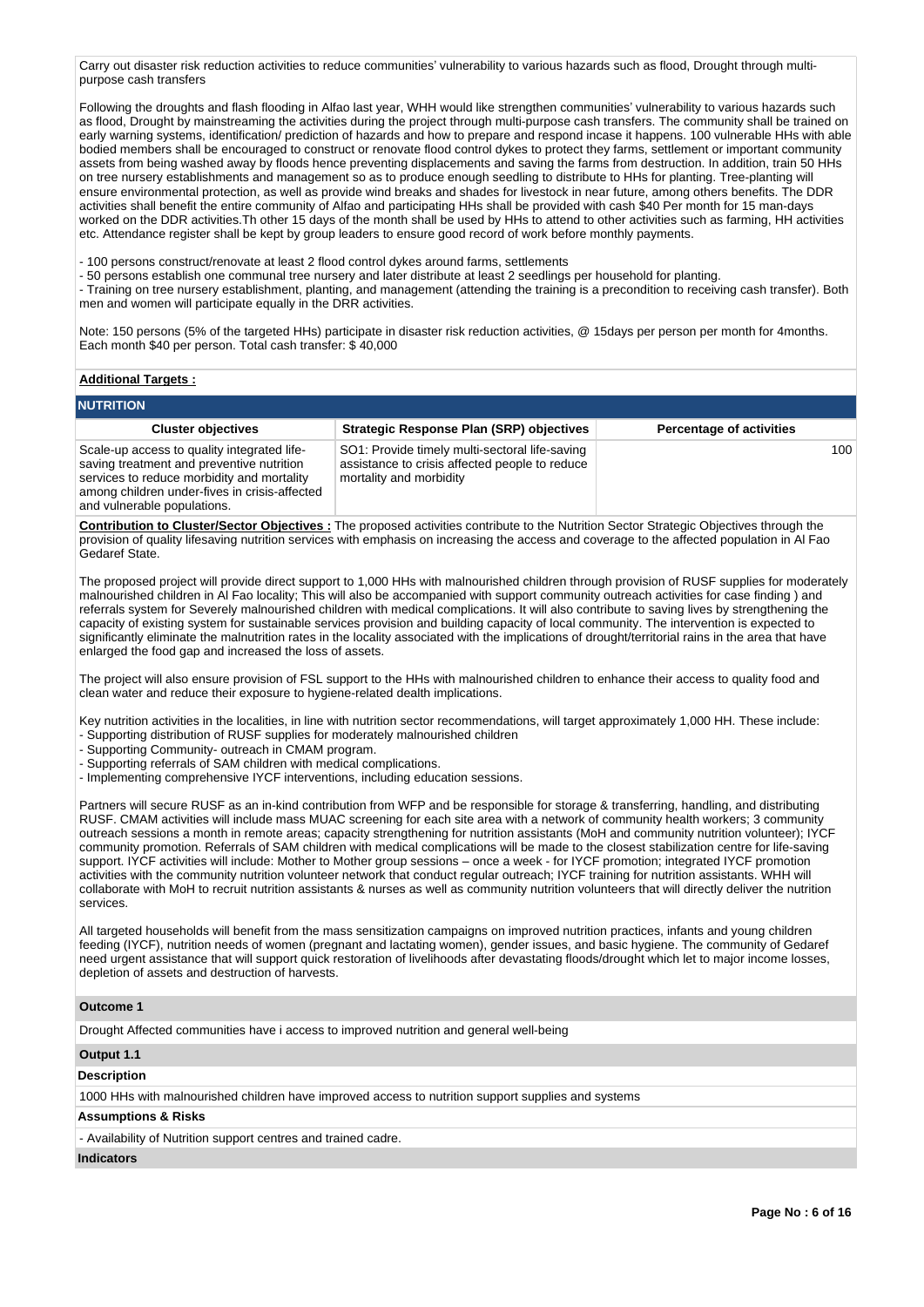Carry out disaster risk reduction activities to reduce communities' vulnerability to various hazards such as flood, Drought through multi-purpose cash transfers

Following the droughts and flash flooding in Alfao last year, WHH would like strengthen communities' vulnerability to various hazards such as flood, Drought by mainstreaming the activities during the project through multi-purpose cash transfers. The community shall be trained on early warning systems, identification/ prediction of hazards and how to prepare and respond incase it happens. 100 vulnerable HHs with able bodied members shall be encouraged to construct or renovate flood control dykes to protect they farms, settlement or important community assets from being washed away by floods hence preventing displacements and saving the farms from destruction. In addition, train 50 HHs on tree nursery establishments and management so as to produce enough seedling to distribute to HHs for planting. Tree-planting will ensure environmental protection, as well as provide wind breaks and shades for livestock in near future, among others benefits. The DDR activities shall benefit the entire community of Alfao and participating HHs shall be provided with cash $40 Per month for 15 man-days worked on the DDR activities.Th other 15 days of the month shall be used by HHs to attend to other activities such as farming, HH activities etc. Attendance register shall be kept by group leaders to ensure good record of work before monthly payments.

- 100 persons construct/renovate at least 2 flood control dykes around farms, settlements
- 50 persons establish one communal tree nursery and later distribute at least 2 seedlings per household for planting.
- Training on tree nursery establishment, planting, and management (attending the training is a precondition to receiving cash transfer). Both men and women will participate equally in the DRR activities.

Note: 150 persons (5% of the targeted HHs) participate in disaster risk reduction activities, @ 15days per person per month for 4months. Each month $40 per person. Total cash transfer: $ 40,000

**Additional Targets :**

## NUTRITION

| Cluster objectives | Strategic Response Plan (SRP) objectives | Percentage of activities |
| --- | --- | --- |
| Scale-up access to quality integrated life-saving treatment and preventive nutrition services to reduce morbidity and mortality among children under-fives in crisis-affected and vulnerable populations. | SO1: Provide timely multi-sectoral life-saving assistance to crisis affected people to reduce mortality and morbidity | 100 |

**Contribution to Cluster/Sector Objectives :** The proposed activities contribute to the Nutrition Sector Strategic Objectives through the provision of quality lifesaving nutrition services with emphasis on increasing the access and coverage to the affected population in Al Fao Gedaref State.

The proposed project will provide direct support to 1,000 HHs with malnourished children through provision of RUSF supplies for moderately malnourished children in Al Fao locality; This will also be accompanied with support community outreach activities for case finding ) and referrals system for Severely malnourished children with medical complications. It will also contribute to saving lives by strengthening the capacity of existing system for sustainable services provision and building capacity of local community. The intervention is expected to significantly eliminate the malnutrition rates in the locality associated with the implications of drought/territorial rains in the area that have enlarged the food gap and increased the loss of assets.

The project will also ensure provision of FSL support to the HHs with malnourished children to enhance their access to quality food and clean water and reduce their exposure to hygiene-related dealth implications.

Key nutrition activities in the localities, in line with nutrition sector recommendations, will target approximately 1,000 HH. These include:
- Supporting distribution of RUSF supplies for moderately malnourished children
- Supporting Community- outreach in CMAM program.
- Supporting referrals of SAM children with medical complications.
- Implementing comprehensive IYCF interventions, including education sessions.

Partners will secure RUSF as an in-kind contribution from WFP and be responsible for storage & transferring, handling, and distributing RUSF. CMAM activities will include mass MUAC screening for each site area with a network of community health workers; 3 community outreach sessions a month in remote areas; capacity strengthening for nutrition assistants (MoH and community nutrition volunteer); IYCF community promotion. Referrals of SAM children with medical complications will be made to the closest stabilization centre for life-saving support. IYCF activities will include: Mother to Mother group sessions – once a week - for IYCF promotion; integrated IYCF promotion activities with the community nutrition volunteer network that conduct regular outreach; IYCF training for nutrition assistants. WHH will collaborate with MoH to recruit nutrition assistants & nurses as well as community nutrition volunteers that will directly deliver the nutrition services.

All targeted households will benefit from the mass sensitization campaigns on improved nutrition practices, infants and young children feeding (IYCF), nutrition needs of women (pregnant and lactating women), gender issues, and basic hygiene. The community of Gedaref need urgent assistance that will support quick restoration of livelihoods after devastating floods/drought which let to major income losses, depletion of assets and destruction of harvests.

**Outcome 1**

Drought Affected communities have i access to improved nutrition and general well-being

**Output 1.1**

**Description**

1000 HHs with malnourished children have improved access to nutrition support supplies and systems

**Assumptions & Risks**

- Availability of Nutrition support centres and trained cadre.

**Indicators**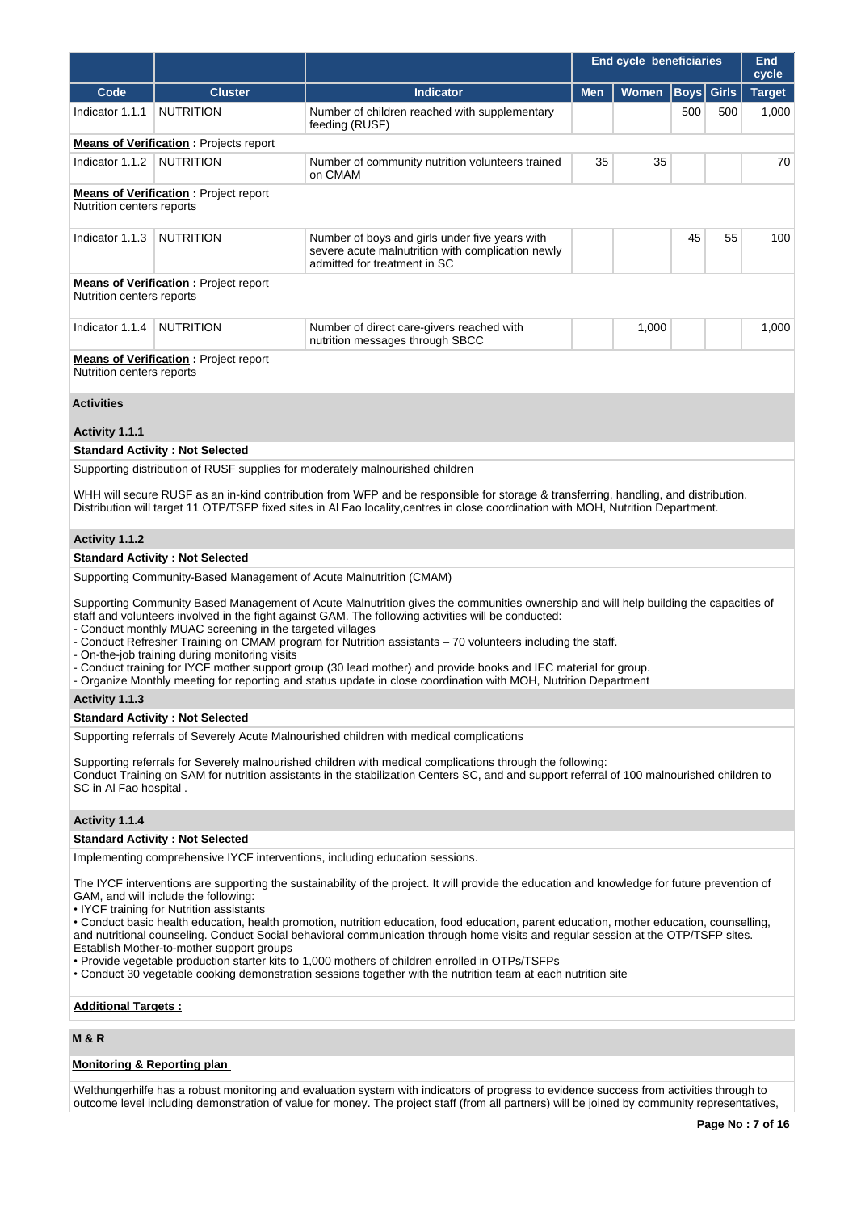| | | | End cycle beneficiaries | | | | End cycle |
|---|---|---|---|---|---|---|---|
| Code | Cluster | Indicator | Men | Women | Boys | Girls | Target |
| Indicator 1.1.1 | NUTRITION | Number of children reached with supplementary feeding (RUSF) | | | 500 | 500 | 1,000 |

**Means of Verification :** Projects report

| Code | Cluster | Indicator | Men | Women | Boys | Girls | Target |
|---|---|---|---|---|---|---|---|
| Indicator 1.1.2 | NUTRITION | Number of community nutrition volunteers trained on CMAM | 35 | 35 | | | 70 |

**Means of Verification :** Project report
Nutrition centers reports

| Code | Cluster | Indicator | Men | Women | Boys | Girls | Target |
|---|---|---|---|---|---|---|---|
| Indicator 1.1.3 | NUTRITION | Number of boys and girls under five years with severe acute malnutrition with complication newly admitted for treatment in SC | | | 45 | 55 | 100 |

**Means of Verification :** Project report
Nutrition centers reports

| Code | Cluster | Indicator | Men | Women | Boys | Girls | Target |
|---|---|---|---|---|---|---|---|
| Indicator 1.1.4 | NUTRITION | Number of direct care-givers reached with nutrition messages through SBCC | | 1,000 | | | 1,000 |

**Means of Verification :** Project report
Nutrition centers reports

## Activities

### Activity 1.1.1

**Standard Activity : Not Selected**

Supporting distribution of RUSF supplies for moderately malnourished children

WHH will secure RUSF as an in-kind contribution from WFP and be responsible for storage & transferring, handling, and distribution. Distribution will target 11 OTP/TSFP fixed sites in Al Fao locality,centres in close coordination with MOH, Nutrition Department.

### Activity 1.1.2

**Standard Activity : Not Selected**

Supporting Community-Based Management of Acute Malnutrition (CMAM)

Supporting Community Based Management of Acute Malnutrition gives the communities ownership and will help building the capacities of staff and volunteers involved in the fight against GAM. The following activities will be conducted:
- Conduct monthly MUAC screening in the targeted villages
- Conduct Refresher Training on CMAM program for Nutrition assistants – 70 volunteers including the staff.
- On-the-job training during monitoring visits
- Conduct training for IYCF mother support group (30 lead mother) and provide books and IEC material for group.
- Organize Monthly meeting for reporting and status update in close coordination with MOH, Nutrition Department

### Activity 1.1.3

**Standard Activity : Not Selected**

Supporting referrals of Severely Acute Malnourished children with medical complications

Supporting referrals for Severely malnourished children with medical complications through the following:
Conduct Training on SAM for nutrition assistants in the stabilization Centers SC, and and support referral of 100 malnourished children to SC in Al Fao hospital .

### Activity 1.1.4

**Standard Activity : Not Selected**

Implementing comprehensive IYCF interventions, including education sessions.

The IYCF interventions are supporting the sustainability of the project. It will provide the education and knowledge for future prevention of GAM, and will include the following:
• IYCF training for Nutrition assistants
• Conduct basic health education, health promotion, nutrition education, food education, parent education, mother education, counselling, and nutritional counseling. Conduct Social behavioral communication through home visits and regular session at the OTP/TSFP sites. Establish Mother-to-mother support groups
• Provide vegetable production starter kits to 1,000 mothers of children enrolled in OTPs/TSFPs
• Conduct 30 vegetable cooking demonstration sessions together with the nutrition team at each nutrition site

**Additional Targets :**

## M & R

**Monitoring & Reporting plan**

Welthungerhilfe has a robust monitoring and evaluation system with indicators of progress to evidence success from activities through to outcome level including demonstration of value for money. The project staff (from all partners) will be joined by community representatives,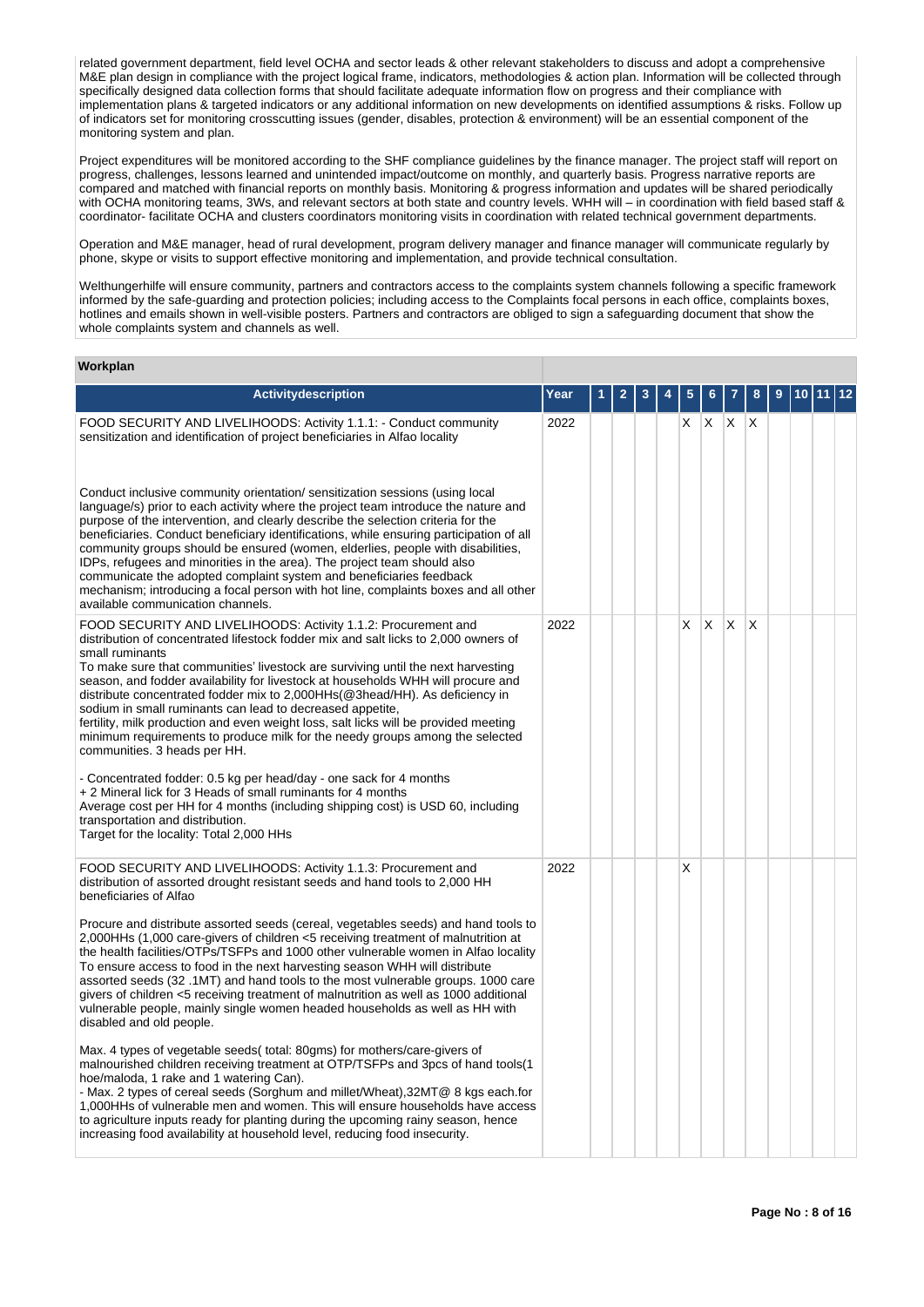related government department, field level OCHA and sector leads & other relevant stakeholders to discuss and adopt a comprehensive M&E plan design in compliance with the project logical frame, indicators, methodologies & action plan. Information will be collected through specifically designed data collection forms that should facilitate adequate information flow on progress and their compliance with implementation plans & targeted indicators or any additional information on new developments on identified assumptions & risks. Follow up of indicators set for monitoring crosscutting issues (gender, disables, protection & environment) will be an essential component of the monitoring system and plan.

Project expenditures will be monitored according to the SHF compliance guidelines by the finance manager. The project staff will report on progress, challenges, lessons learned and unintended impact/outcome on monthly, and quarterly basis. Progress narrative reports are compared and matched with financial reports on monthly basis. Monitoring & progress information and updates will be shared periodically with OCHA monitoring teams, 3Ws, and relevant sectors at both state and country levels. WHH will – in coordination with field based staff & coordinator- facilitate OCHA and clusters coordinators monitoring visits in coordination with related technical government departments.

Operation and M&E manager, head of rural development, program delivery manager and finance manager will communicate regularly by phone, skype or visits to support effective monitoring and implementation, and provide technical consultation.

Welthungerhilfe will ensure community, partners and contractors access to the complaints system channels following a specific framework informed by the safe-guarding and protection policies; including access to the Complaints focal persons in each office, complaints boxes, hotlines and emails shown in well-visible posters. Partners and contractors are obliged to sign a safeguarding document that show the whole complaints system and channels as well.

**Workplan**

| Activitydescription | Year | 1 | 2 | 3 | 4 | 5 | 6 | 7 | 8 | 9 | 10 | 11 | 12 |
|---|---|---|---|---|---|---|---|---|---|---|---|---|---|
| FOOD SECURITY AND LIVELIHOODS: Activity 1.1.1: - Conduct community sensitization and identification of project beneficiaries in Alfao locality<br><br>Conduct inclusive community orientation/ sensitization sessions (using local language/s) prior to each activity where the project team introduce the nature and purpose of the intervention, and clearly describe the selection criteria for the beneficiaries. Conduct beneficiary identifications, while ensuring participation of all community groups should be ensured (women, elderlies, people with disabilities, IDPs, refugees and minorities in the area). The project team should also communicate the adopted complaint system and beneficiaries feedback mechanism; introducing a focal person with hot line, complaints boxes and all other available communication channels. | 2022 | | | | | X | X | X | X | | | | |
| FOOD SECURITY AND LIVELIHOODS: Activity 1.1.2: Procurement and distribution of concentrated lifestock fodder mix and salt licks to 2,000 owners of small ruminants<br>To make sure that communities' livestock are surviving until the next harvesting season, and fodder availability for livestock at households WHH will procure and distribute concentrated fodder mix to 2,000HHs(@3head/HH). As deficiency in sodium in small ruminants can lead to decreased appetite, fertility, milk production and even weight loss, salt licks will be provided meeting minimum requirements to produce milk for the needy groups among the selected communities. 3 heads per HH.<br><br>- Concentrated fodder: 0.5 kg per head/day - one sack for 4 months<br>+ 2 Mineral lick for 3 Heads of small ruminants for 4 months<br>Average cost per HH for 4 months (including shipping cost) is USD 60, including transportation and distribution.<br>Target for the locality: Total 2,000 HHs | 2022 | | | | | X | X | X | X | | | | |
| FOOD SECURITY AND LIVELIHOODS: Activity 1.1.3: Procurement and distribution of assorted drought resistant seeds and hand tools to 2,000 HH beneficiaries of Alfao<br><br>Procure and distribute assorted seeds (cereal, vegetables seeds) and hand tools to 2,000HHs (1,000 care-givers of children <5 receiving treatment of malnutrition at the health facilities/OTPs/TSFPs and 1000 other vulnerable women in Alfao locality To ensure access to food in the next harvesting season WHH will distribute assorted seeds (32 .1MT) and hand tools to the most vulnerable groups. 1000 care givers of children <5 receiving treatment of malnutrition as well as 1000 additional vulnerable people, mainly single women headed households as well as HH with disabled and old people.<br><br>Max. 4 types of vegetable seeds( total: 80gms) for mothers/care-givers of malnourished children receiving treatment at OTP/TSFPs and 3pcs of hand tools(1 hoe/maloda, 1 rake and 1 watering Can).<br>- Max. 2 types of cereal seeds (Sorghum and millet/Wheat),32MT@ 8 kgs each.for 1,000HHs of vulnerable men and women. This will ensure households have access to agriculture inputs ready for planting during the upcoming rainy season, hence increasing food availability at household level, reducing food insecurity. | 2022 | | | | | X | | | | | | | |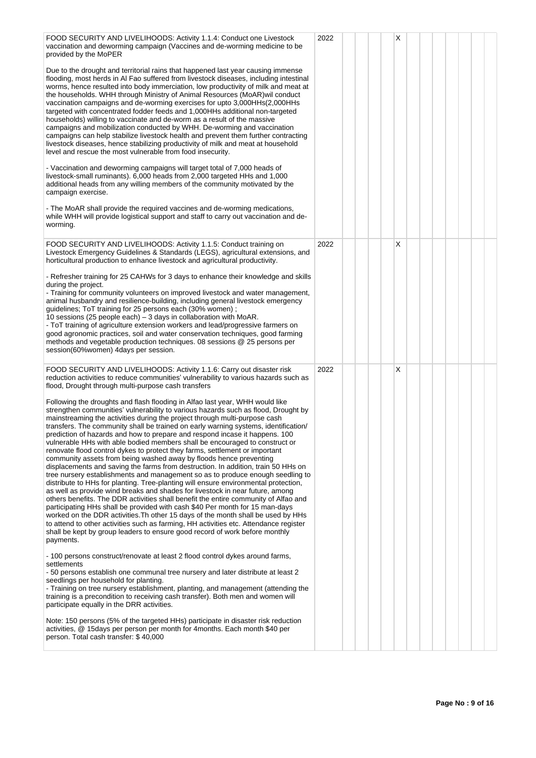| | | | | | | | | | | | | | |
|---|---|---|---|---|---|---|---|---|---|---|---|---|---|
| FOOD SECURITY AND LIVELIHOODS: Activity 1.1.4: Conduct one Livestock vaccination and deworming campaign (Vaccines and de-worming medicine to be provided by the MoPER<br><br>Due to the drought and territorial rains that happened last year causing immense flooding, most herds in Al Fao suffered from livestock diseases, including intestinal worms, hence resulted into body immerciation, low productivity of milk and meat at the households. WHH through Ministry of Animal Resources (MoAR)wil conduct vaccination campaigns and de-worming exercises for upto 3,000HHs(2,000HHs targeted with concentrated fodder feeds and 1,000HHs additional non-targeted households) willing to vaccinate and de-worm as a result of the massive campaigns and mobilization conducted by WHH. De-worming and vaccination campaigns can help stabilize livestock health and prevent them further contracting livestock diseases, hence stabilizing productivity of milk and meat at household level and rescue the most vulnerable from food insecurity.<br><br>- Vaccination and deworming campaigns will target total of 7,000 heads of livestock-small ruminants). 6,000 heads from 2,000 targeted HHs and 1,000 additional heads from any willing members of the community motivated by the campaign exercise.<br><br>- The MoAR shall provide the required vaccines and de-worming medications, while WHH will provide logistical support and staff to carry out vaccination and de-worming. | 2022 | | | | | X | | | | | | | |
| FOOD SECURITY AND LIVELIHOODS: Activity 1.1.5: Conduct training on Livestock Emergency Guidelines & Standards (LEGS), agricultural extensions, and horticultural production to enhance livestock and agricultural productivity.<br><br>- Refresher training for 25 CAHWs for 3 days to enhance their knowledge and skills during the project.<br>- Training for community volunteers on improved livestock and water management, animal husbandry and resilience-building, including general livestock emergency guidelines; ToT training for 25 persons each (30% women) ;<br>10 sessions (25 people each) – 3 days in collaboration with MoAR.<br>- ToT training of agriculture extension workers and lead/progressive farmers on good agronomic practices, soil and water conservation techniques, good farming methods and vegetable production techniques. 08 sessions @ 25 persons per session(60%women) 4days per session. | 2022 | | | | | X | | | | | | | |
| FOOD SECURITY AND LIVELIHOODS: Activity 1.1.6: Carry out disaster risk reduction activities to reduce communities' vulnerability to various hazards such as flood, Drought through multi-purpose cash transfers<br><br>Following the droughts and flash flooding in Alfao last year, WHH would like strengthen communities' vulnerability to various hazards such as flood, Drought by mainstreaming the activities during the project through multi-purpose cash transfers. The community shall be trained on early warning systems, identification/ prediction of hazards and how to prepare and respond incase it happens. 100 vulnerable HHs with able bodied members shall be encouraged to construct or renovate flood control dykes to protect they farms, settlement or important community assets from being washed away by floods hence preventing displacements and saving the farms from destruction. In addition, train 50 HHs on tree nursery establishments and management so as to produce enough seedling to distribute to HHs for planting. Tree-planting will ensure environmental protection, as well as provide wind breaks and shades for livestock in near future, among others benefits. The DDR activities shall benefit the entire community of Alfao and participating HHs shall be provided with cash $40 Per month for 15 man-days worked on the DDR activities.Th other 15 days of the month shall be used by HHs to attend to other activities such as farming, HH activities etc. Attendance register shall be kept by group leaders to ensure good record of work before monthly payments.<br><br>- 100 persons construct/renovate at least 2 flood control dykes around farms, settlements<br>- 50 persons establish one communal tree nursery and later distribute at least 2 seedlings per household for planting.<br>- Training on tree nursery establishment, planting, and management (attending the training is a precondition to receiving cash transfer). Both men and women will participate equally in the DRR activities.<br><br>Note: 150 persons (5% of the targeted HHs) participate in disaster risk reduction activities, @ 15days per person per month for 4months. Each month $40 per person. Total cash transfer: $ 40,000 | 2022 | | | | | X | | | | | | | |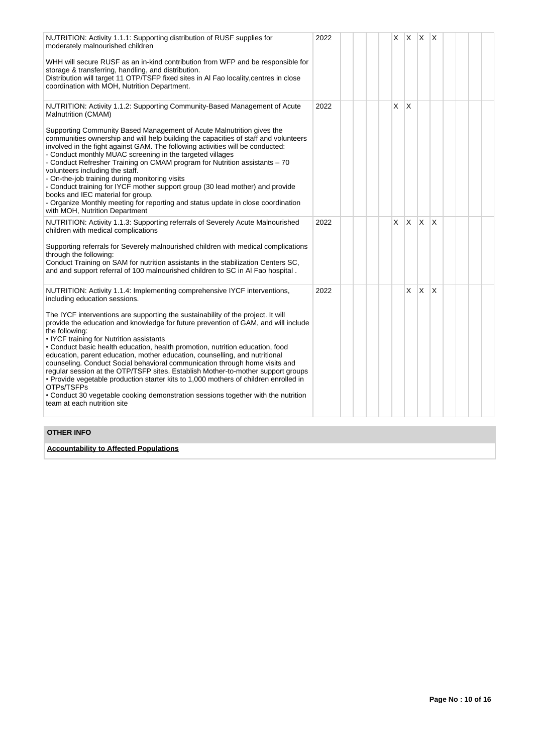| Activity | Year | 1 | 2 | 3 | 4 | 5 | 6 | 7 | 8 | 9 | 10 | 11 | 12 |
|---|---|---|---|---|---|---|---|---|---|---|---|---|---|
| NUTRITION: Activity 1.1.1: Supporting distribution of RUSF supplies for moderately malnourished children<br><br>WHH will secure RUSF as an in-kind contribution from WFP and be responsible for storage & transferring, handling, and distribution.<br>Distribution will target 11 OTP/TSFP fixed sites in Al Fao locality,centres in close coordination with MOH, Nutrition Department. | 2022 | | | | | X | X | X | X | | | | |
| NUTRITION: Activity 1.1.2: Supporting Community-Based Management of Acute Malnutrition (CMAM)<br><br>Supporting Community Based Management of Acute Malnutrition gives the communities ownership and will help building the capacities of staff and volunteers involved in the fight against GAM. The following activities will be conducted:<br>- Conduct monthly MUAC screening in the targeted villages<br>- Conduct Refresher Training on CMAM program for Nutrition assistants – 70 volunteers including the staff.<br>- On-the-job training during monitoring visits<br>- Conduct training for IYCF mother support group (30 lead mother) and provide books and IEC material for group.<br>- Organize Monthly meeting for reporting and status update in close coordination with MOH, Nutrition Department | 2022 | | | | | X | X | | | | | | |
| NUTRITION: Activity 1.1.3: Supporting referrals of Severely Acute Malnourished children with medical complications<br><br>Supporting referrals for Severely malnourished children with medical complications through the following:<br>Conduct Training on SAM for nutrition assistants in the stabilization Centers SC, and and support referral of 100 malnourished children to SC in Al Fao hospital . | 2022 | | | | | X | X | X | X | | | | |
| NUTRITION: Activity 1.1.4: Implementing comprehensive IYCF interventions, including education sessions.<br><br>The IYCF interventions are supporting the sustainability of the project. It will provide the education and knowledge for future prevention of GAM, and will include the following:<br>• IYCF training for Nutrition assistants<br>• Conduct basic health education, health promotion, nutrition education, food education, parent education, mother education, counselling, and nutritional counseling. Conduct Social behavioral communication through home visits and regular session at the OTP/TSFP sites. Establish Mother-to-mother support groups<br>• Provide vegetable production starter kits to 1,000 mothers of children enrolled in OTPs/TSFPs<br>• Conduct 30 vegetable cooking demonstration sessions together with the nutrition team at each nutrition site | 2022 | | | | | | X | X | X | | | | |

## OTHER INFO

**Accountability to Affected Populations**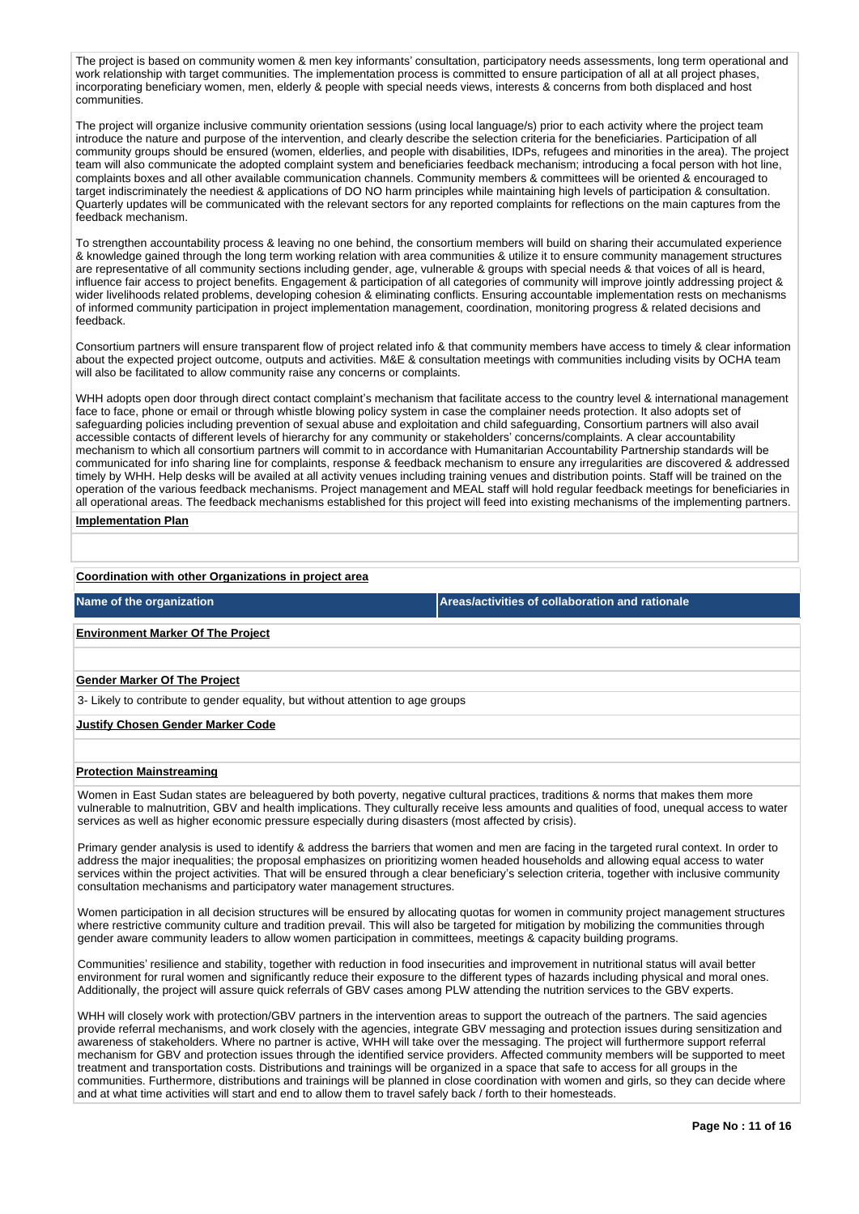The project is based on community women & men key informants' consultation, participatory needs assessments, long term operational and work relationship with target communities. The implementation process is committed to ensure participation of all at all project phases, incorporating beneficiary women, men, elderly & people with special needs views, interests & concerns from both displaced and host communities.

The project will organize inclusive community orientation sessions (using local language/s) prior to each activity where the project team introduce the nature and purpose of the intervention, and clearly describe the selection criteria for the beneficiaries. Participation of all community groups should be ensured (women, elderlies, and people with disabilities, IDPs, refugees and minorities in the area). The project team will also communicate the adopted complaint system and beneficiaries feedback mechanism; introducing a focal person with hot line, complaints boxes and all other available communication channels. Community members & committees will be oriented & encouraged to target indiscriminately the neediest & applications of DO NO harm principles while maintaining high levels of participation & consultation. Quarterly updates will be communicated with the relevant sectors for any reported complaints for reflections on the main captures from the feedback mechanism.

To strengthen accountability process & leaving no one behind, the consortium members will build on sharing their accumulated experience & knowledge gained through the long term working relation with area communities & utilize it to ensure community management structures are representative of all community sections including gender, age, vulnerable & groups with special needs & that voices of all is heard, influence fair access to project benefits. Engagement & participation of all categories of community will improve jointly addressing project & wider livelihoods related problems, developing cohesion & eliminating conflicts. Ensuring accountable implementation rests on mechanisms of informed community participation in project implementation management, coordination, monitoring progress & related decisions and feedback.

Consortium partners will ensure transparent flow of project related info & that community members have access to timely & clear information about the expected project outcome, outputs and activities. M&E & consultation meetings with communities including visits by OCHA team will also be facilitated to allow community raise any concerns or complaints.

WHH adopts open door through direct contact complaint's mechanism that facilitate access to the country level & international management face to face, phone or email or through whistle blowing policy system in case the complainer needs protection. It also adopts set of safeguarding policies including prevention of sexual abuse and exploitation and child safeguarding, Consortium partners will also avail accessible contacts of different levels of hierarchy for any community or stakeholders' concerns/complaints. A clear accountability mechanism to which all consortium partners will commit to in accordance with Humanitarian Accountability Partnership standards will be communicated for info sharing line for complaints, response & feedback mechanism to ensure any irregularities are discovered & addressed timely by WHH. Help desks will be availed at all activity venues including training venues and distribution points. Staff will be trained on the operation of the various feedback mechanisms. Project management and MEAL staff will hold regular feedback meetings for beneficiaries in all operational areas. The feedback mechanisms established for this project will feed into existing mechanisms of the implementing partners.

**Implementation Plan**

**Coordination with other Organizations in project area**

| Name of the organization | Areas/activities of collaboration and rationale |
|---|---|

**Environment Marker Of The Project**

**Gender Marker Of The Project**

3- Likely to contribute to gender equality, but without attention to age groups

**Justify Chosen Gender Marker Code**

**Protection Mainstreaming**

Women in East Sudan states are beleaguered by both poverty, negative cultural practices, traditions & norms that makes them more vulnerable to malnutrition, GBV and health implications. They culturally receive less amounts and qualities of food, unequal access to water services as well as higher economic pressure especially during disasters (most affected by crisis).

Primary gender analysis is used to identify & address the barriers that women and men are facing in the targeted rural context. In order to address the major inequalities; the proposal emphasizes on prioritizing women headed households and allowing equal access to water services within the project activities. That will be ensured through a clear beneficiary's selection criteria, together with inclusive community consultation mechanisms and participatory water management structures.

Women participation in all decision structures will be ensured by allocating quotas for women in community project management structures where restrictive community culture and tradition prevail. This will also be targeted for mitigation by mobilizing the communities through gender aware community leaders to allow women participation in committees, meetings & capacity building programs.

Communities' resilience and stability, together with reduction in food insecurities and improvement in nutritional status will avail better environment for rural women and significantly reduce their exposure to the different types of hazards including physical and moral ones. Additionally, the project will assure quick referrals of GBV cases among PLW attending the nutrition services to the GBV experts.

WHH will closely work with protection/GBV partners in the intervention areas to support the outreach of the partners. The said agencies provide referral mechanisms, and work closely with the agencies, integrate GBV messaging and protection issues during sensitization and awareness of stakeholders. Where no partner is active, WHH will take over the messaging. The project will furthermore support referral mechanism for GBV and protection issues through the identified service providers. Affected community members will be supported to meet treatment and transportation costs. Distributions and trainings will be organized in a space that safe to access for all groups in the communities. Furthermore, distributions and trainings will be planned in close coordination with women and girls, so they can decide where and at what time activities will start and end to allow them to travel safely back / forth to their homesteads.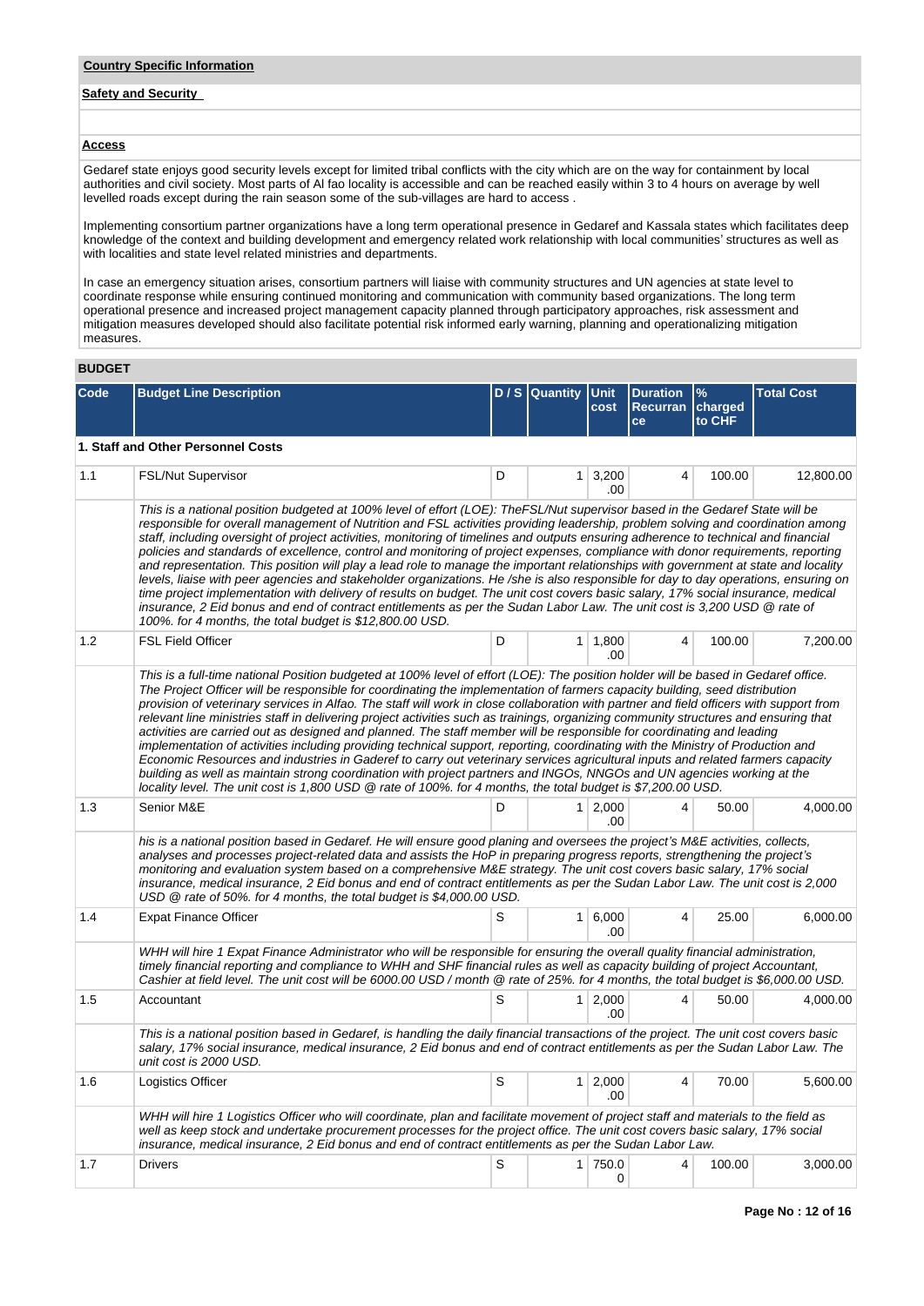## Country Specific Information

### Safety and Security

### Access

Gedaref state enjoys good security levels except for limited tribal conflicts with the city which are on the way for containment by local authorities and civil society. Most parts of Al fao locality is accessible and can be reached easily within 3 to 4 hours on average by well levelled roads except during the rain season some of the sub-villages are hard to access .

Implementing consortium partner organizations have a long term operational presence in Gedaref and Kassala states which facilitates deep knowledge of the context and building development and emergency related work relationship with local communities' structures as well as with localities and state level related ministries and departments.

In case an emergency situation arises, consortium partners will liaise with community structures and UN agencies at state level to coordinate response while ensuring continued monitoring and communication with community based organizations. The long term operational presence and increased project management capacity planned through participatory approaches, risk assessment and mitigation measures developed should also facilitate potential risk informed early warning, planning and operationalizing mitigation measures.

## BUDGET

| Code | Budget Line Description | D / S | Quantity | Unit cost | Duration Recurrance | % charged to CHF | Total Cost |
|---|---|---|---|---|---|---|---|
| **1. Staff and Other Personnel Costs** | | | | | | | |
| 1.1 | FSL/Nut Supervisor | D | 1 | 3,200.00 | 4 | 100.00 | 12,800.00 |
| | *This is a national position budgeted at 100% level of effort (LOE): TheFSL/Nut supervisor based in the Gedaref State will be responsible for overall management of Nutrition and FSL activities providing leadership, problem solving and coordination among staff, including oversight of project activities, monitoring of timelines and outputs ensuring adherence to technical and financial policies and standards of excellence, control and monitoring of project expenses, compliance with donor requirements, reporting and representation. This position will play a lead role to manage the important relationships with government at state and locality levels, liaise with peer agencies and stakeholder organizations. He /she is also responsible for day to day operations, ensuring on time project implementation with delivery of results on budget. The unit cost covers basic salary, 17% social insurance, medical insurance, 2 Eid bonus and end of contract entitlements as per the Sudan Labor Law. The unit cost is 3,200 USD @ rate of 100%. for 4 months, the total budget is $12,800.00 USD.* | | | | | | |
| 1.2 | FSL Field Officer | D | 1 | 1,800.00 | 4 | 100.00 | 7,200.00 |
| | *This is a full-time national Position budgeted at 100% level of effort (LOE): The position holder will be based in Gedaref office. The Project Officer will be responsible for coordinating the implementation of farmers capacity building, seed distribution provision of veterinary services in Alfao. The staff will work in close collaboration with partner and field officers with support from relevant line ministries staff in delivering project activities such as trainings, organizing community structures and ensuring that activities are carried out as designed and planned. The staff member will be responsible for coordinating and leading implementation of activities including providing technical support, reporting, coordinating with the Ministry of Production and Economic Resources and industries in Gaderef to carry out veterinary services agricultural inputs and related farmers capacity building as well as maintain strong coordination with project partners and INGOs, NNGOs and UN agencies working at the locality level. The unit cost is 1,800 USD @ rate of 100%. for 4 months, the total budget is $7,200.00 USD.* | | | | | | |
| 1.3 | Senior M&E | D | 1 | 2,000.00 | 4 | 50.00 | 4,000.00 |
| | *his is a national position based in Gedaref. He will ensure good planing and oversees the project's M&E activities, collects, analyses and processes project-related data and assists the HoP in preparing progress reports, strengthening the project's monitoring and evaluation system based on a comprehensive M&E strategy. The unit cost covers basic salary, 17% social insurance, medical insurance, 2 Eid bonus and end of contract entitlements as per the Sudan Labor Law. The unit cost is 2,000 USD @ rate of 50%. for 4 months, the total budget is $4,000.00 USD.* | | | | | | |
| 1.4 | Expat Finance Officer | S | 1 | 6,000.00 | 4 | 25.00 | 6,000.00 |
| | *WHH will hire 1 Expat Finance Administrator who will be responsible for ensuring the overall quality financial administration, timely financial reporting and compliance to WHH and SHF financial rules as well as capacity building of project Accountant, Cashier at field level. The unit cost will be 6000.00 USD / month @ rate of 25%. for 4 months, the total budget is $6,000.00 USD.* | | | | | | |
| 1.5 | Accountant | S | 1 | 2,000.00 | 4 | 50.00 | 4,000.00 |
| | *This is a national position based in Gedaref, is handling the daily financial transactions of the project. The unit cost covers basic salary, 17% social insurance, medical insurance, 2 Eid bonus and end of contract entitlements as per the Sudan Labor Law. The unit cost is 2000 USD.* | | | | | | |
| 1.6 | Logistics Officer | S | 1 | 2,000.00 | 4 | 70.00 | 5,600.00 |
| | *WHH will hire 1 Logistics Officer who will coordinate, plan and facilitate movement of project staff and materials to the field as well as keep stock and undertake procurement processes for the project office. The unit cost covers basic salary, 17% social insurance, medical insurance, 2 Eid bonus and end of contract entitlements as per the Sudan Labor Law.* | | | | | | |
| 1.7 | Drivers | S | 1 | 750.00 | 4 | 100.00 | 3,000.00 |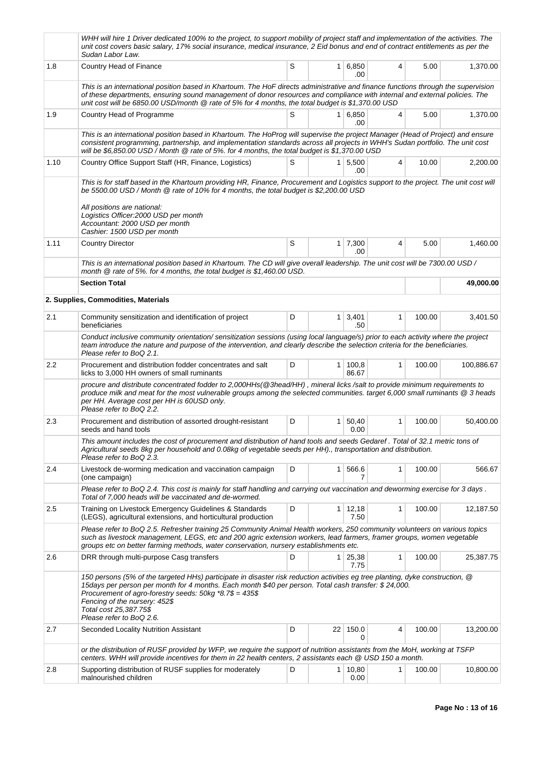| | | | | | | | |
|---|---|---|---|---|---|---|---|
| | *WHH will hire 1 Driver dedicated 100% to the project, to support mobility of project staff and implementation of the activities. The unit cost covers basic salary, 17% social insurance, medical insurance, 2 Eid bonus and end of contract entitlements as per the Sudan Labor Law.* | | | | | | |
| 1.8 | Country Head of Finance | S | 1 | 6,850.00 | 4 | 5.00 | 1,370.00 |
| | *This is an international position based in Khartoum. The HoF directs administrative and finance functions through the supervision of these departments, ensuring sound management of donor resources and compliance with internal and external policies. The unit cost will be 6850.00 USD/month @ rate of 5% for 4 months, the total budget is $1,370.00 USD* | | | | | | |
| 1.9 | Country Head of Programme | S | 1 | 6,850.00 | 4 | 5.00 | 1,370.00 |
| | *This is an international position based in Khartoum. The HoProg will supervise the project Manager (Head of Project) and ensure consistent programming, partnership, and implementation standards across all projects in WHH's Sudan portfolio. The unit cost will be $6,850.00 USD / Month @ rate of 5%. for 4 months, the total budget is $1,370.00 USD* | | | | | | |
| 1.10 | Country Office Support Staff (HR, Finance, Logistics) | S | 1 | 5,500.00 | 4 | 10.00 | 2,200.00 |
| | *This is for staff based in the Khartoum providing HR, Finance, Procurement and Logistics support to the project. The unit cost will be 5500.00 USD / Month @ rate of 10% for 4 months, the total budget is $2,200.00 USD*<br><br>*All positions are national:*<br>*Logistics Officer:2000 USD per month*<br>*Accountant: 2000 USD per month*<br>*Cashier: 1500 USD per month* | | | | | | |
| 1.11 | Country Director | S | 1 | 7,300.00 | 4 | 5.00 | 1,460.00 |
| | *This is an international position based in Khartoum. The CD will give overall leadership. The unit cost will be 7300.00 USD / month @ rate of 5%. for 4 months, the total budget is $1,460.00 USD.* | | | | | | |
| | **Section Total** | | | | | | **49,000.00** |
| | **2. Supplies, Commodities, Materials** | | | | | | |
| 2.1 | Community sensitization and identification of project beneficiaries | D | 1 | 3,401.50 | 1 | 100.00 | 3,401.50 |
| | *Conduct inclusive community orientation/ sensitization sessions (using local language/s) prior to each activity where the project team introduce the nature and purpose of the intervention, and clearly describe the selection criteria for the beneficiaries. Please refer to BoQ 2.1.* | | | | | | |
| 2.2 | Procurement and distribution fodder concentrates and salt licks to 3,000 HH owners of small ruminants | D | 1 | 100,886.67 | 1 | 100.00 | 100,886.67 |
| | *procure and distribute concentrated fodder to 2,000HHs(@3head/HH) , mineral licks /salt to provide minimum requirements to produce milk and meat for the most vulnerable groups among the selected communities. target 6,000 small ruminants @ 3 heads per HH. Average cost per HH is 60USD only. Please refer to BoQ 2.2.* | | | | | | |
| 2.3 | Procurement and distribution of assorted drought-resistant seeds and hand tools | D | 1 | 50,400.00 | 1 | 100.00 | 50,400.00 |
| | *This amount includes the cost of procurement and distribution of hand tools and seeds Gedaref . Total of 32.1 metric tons of Agricultural seeds 8kg per household and 0.08kg of vegetable seeds per HH)., transportation and distribution. Please refer to BoQ 2.3.* | | | | | | |
| 2.4 | Livestock de-worming medication and vaccination campaign (one campaign) | D | 1 | 566.67 | 1 | 100.00 | 566.67 |
| | *Please refer to BoQ 2.4. This cost is mainly for staff handling and carrying out vaccination and deworming exercise for 3 days . Total of 7,000 heads will be vaccinated and de-wormed.* | | | | | | |
| 2.5 | Training on Livestock Emergency Guidelines & Standards (LEGS), agricultural extensions, and horticultural production | D | 1 | 12,187.50 | 1 | 100.00 | 12,187.50 |
| | *Please refer to BoQ 2.5. Refresher training 25 Community Animal Health workers, 250 community volunteers on various topics such as livestock management, LEGS, etc and 200 agric extension workers, lead farmers, framer groups, women vegetable groups etc on better farming methods, water conservation, nursery establishments etc.* | | | | | | |
| 2.6 | DRR through multi-purpose Casg transfers | D | 1 | 25,387.75 | 1 | 100.00 | 25,387.75 |
| | *150 persons (5% of the targeted HHs) participate in disaster risk reduction activities eg tree planting, dyke construction, @ 15days per person per month for 4 months. Each month $40 per person. Total cash transfer: $ 24,000.*<br>*Procurement of agro-forestry seeds: 50kg *8.7$ = 435$*<br>*Fencing of the nursery: 452$*<br>*Total cost 25,387.75$*<br>*Please refer to BoQ 2.6.* | | | | | | |
| 2.7 | Seconded Locality Nutrition Assistant | D | 22 | 150.00 | 4 | 100.00 | 13,200.00 |
| | *or the distribution of RUSF provided by WFP, we require the support of nutrition assistants from the MoH, working at TSFP centers. WHH will provide incentives for them in 22 health centers, 2 assistants each @ USD 150 a month.* | | | | | | |
| 2.8 | Supporting distribution of RUSF supplies for moderately malnourished children | D | 1 | 10,800.00 | 1 | 100.00 | 10,800.00 |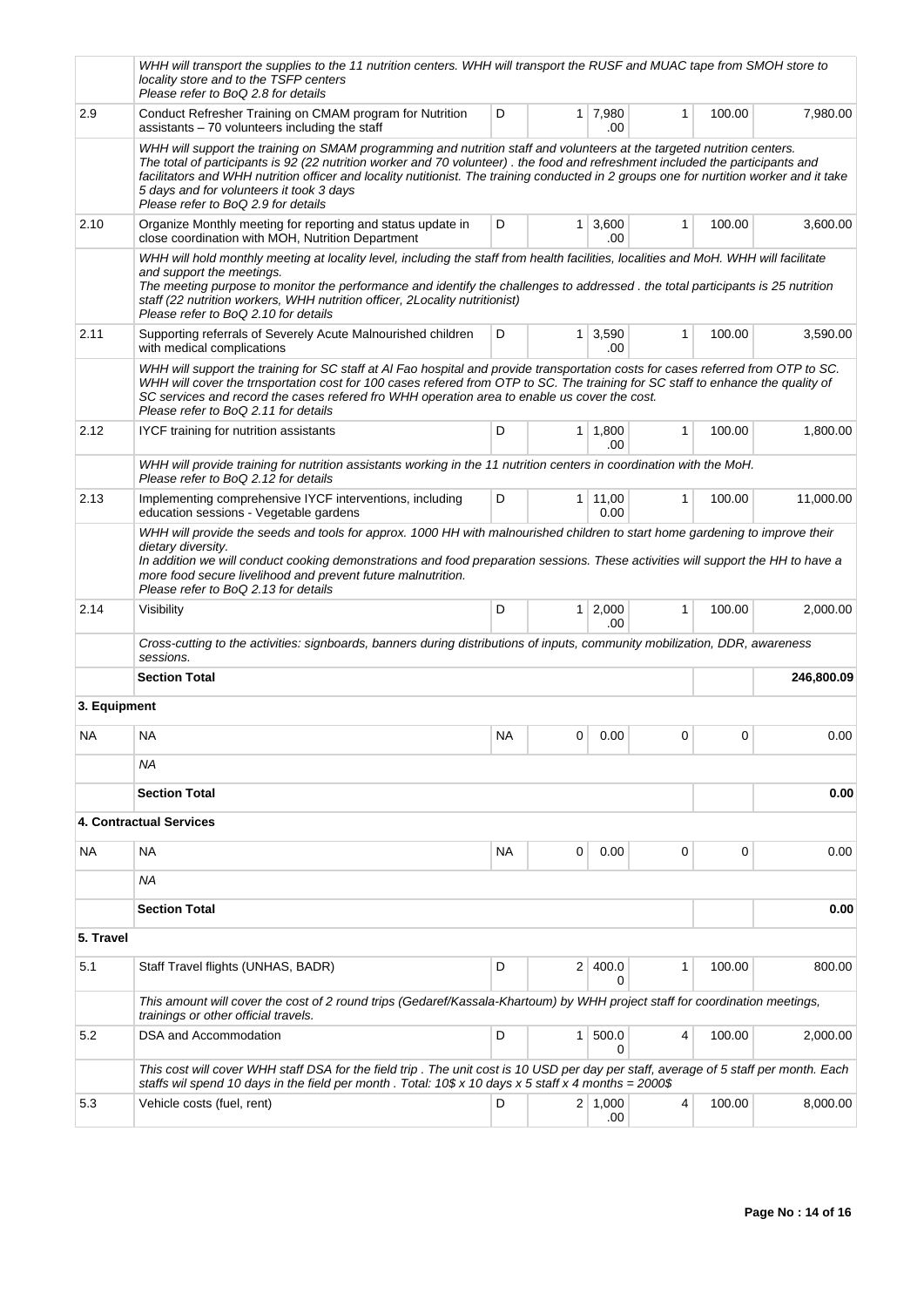| | | | | | | | |
|---|---|---|---|---|---|---|---|
| | *WHH will transport the supplies to the 11 nutrition centers. WHH will transport the RUSF and MUAC tape from SMOH store to locality store and to the TSFP centers*<br>*Please refer to BoQ 2.8 for details* | | | | | | |
| 2.9 | Conduct Refresher Training on CMAM program for Nutrition assistants – 70 volunteers including the staff | D | 1 | 7,980.00 | 1 | 100.00 | 7,980.00 |
| | *WHH will support the training on SMAM programming and nutrition staff and volunteers at the targeted nutrition centers. The total of participants is 92 (22 nutrition worker and 70 volunteer) . the food and refreshment included the participants and facilitators and WHH nutrition officer and locality nutritionist. The training conducted in 2 groups one for nurtition worker and it take 5 days and for volunteers it took 3 days*<br>*Please refer to BoQ 2.9 for details* | | | | | | |
| 2.10 | Organize Monthly meeting for reporting and status update in close coordination with MOH, Nutrition Department | D | 1 | 3,600.00 | 1 | 100.00 | 3,600.00 |
| | *WHH will hold monthly meeting at locality level, including the staff from health facilities, localities and MoH. WHH will facilitate and support the meetings.*<br>*The meeting purpose to monitor the performance and identify the challenges to addressed . the total participants is 25 nutrition staff (22 nutrition workers, WHH nutrition officer, 2Locality nutritionist)*<br>*Please refer to BoQ 2.10 for details* | | | | | | |
| 2.11 | Supporting referrals of Severely Acute Malnourished children with medical complications | D | 1 | 3,590.00 | 1 | 100.00 | 3,590.00 |
| | *WHH will support the training for SC staff at Al Fao hospital and provide transportation costs for cases referred from OTP to SC. WHH will cover the trnsportation cost for 100 cases refered from OTP to SC. The training for SC staff to enhance the quality of SC services and record the cases refered fro WHH operation area to enable us cover the cost.*<br>*Please refer to BoQ 2.11 for details* | | | | | | |
| 2.12 | IYCF training for nutrition assistants | D | 1 | 1,800.00 | 1 | 100.00 | 1,800.00 |
| | *WHH will provide training for nutrition assistants working in the 11 nutrition centers in coordination with the MoH.*<br>*Please refer to BoQ 2.12 for details* | | | | | | |
| 2.13 | Implementing comprehensive IYCF interventions, including education sessions - Vegetable gardens | D | 1 | 11,000.00 | 1 | 100.00 | 11,000.00 |
| | *WHH will provide the seeds and tools for approx. 1000 HH with malnourished children to start home gardening to improve their dietary diversity.*<br>*In addition we will conduct cooking demonstrations and food preparation sessions. These activities will support the HH to have a more food secure livelihood and prevent future malnutrition.*<br>*Please refer to BoQ 2.13 for details* | | | | | | |
| 2.14 | Visibility | D | 1 | 2,000.00 | 1 | 100.00 | 2,000.00 |
| | *Cross-cutting to the activities: signboards, banners during distributions of inputs, community mobilization, DDR, awareness sessions.* | | | | | | |
| | **Section Total** | | | | | | **246,800.09** |
| **3. Equipment** | | | | | | | |
| NA | NA | NA | 0 | 0.00 | 0 | 0 | 0.00 |
| | *NA* | | | | | | |
| | **Section Total** | | | | | | **0.00** |
| **4. Contractual Services** | | | | | | | |
| NA | NA | NA | 0 | 0.00 | 0 | 0 | 0.00 |
| | *NA* | | | | | | |
| | **Section Total** | | | | | | **0.00** |
| **5. Travel** | | | | | | | |
| 5.1 | Staff Travel flights (UNHAS, BADR) | D | 2 | 400.00 | 1 | 100.00 | 800.00 |
| | *This amount will cover the cost of 2 round trips (Gedaref/Kassala-Khartoum) by WHH project staff for coordination meetings, trainings or other official travels.* | | | | | | |
| 5.2 | DSA and Accommodation | D | 1 | 500.00 | 4 | 100.00 | 2,000.00 |
| | *This cost will cover WHH staff DSA for the field trip . The unit cost is 10 USD per day per staff, average of 5 staff per month. Each staffs wil spend 10 days in the field per month . Total: 10$ x 10 days x 5 staff x 4 months = 2000$* | | | | | | |
| 5.3 | Vehicle costs (fuel, rent) | D | 2 | 1,000.00 | 4 | 100.00 | 8,000.00 |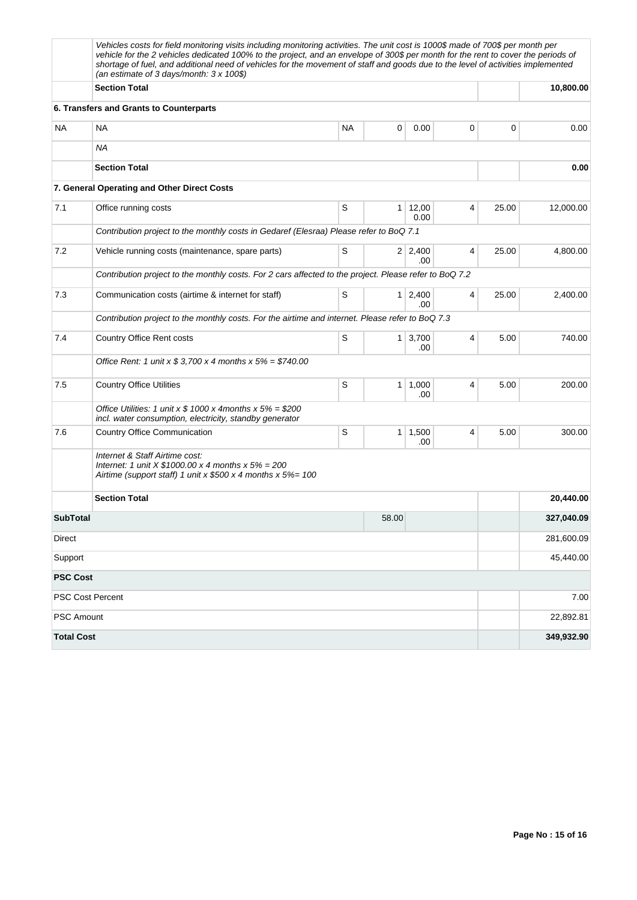| | | | | | | | |
|---|---|---|---|---|---|---|---|
| | *Vehicles costs for field monitoring visits including monitoring activities. The unit cost is 1000$ made of 700$ per month per vehicle for the 2 vehicles dedicated 100% to the project, and an envelope of 300$ per month for the rent to cover the periods of shortage of fuel, and additional need of vehicles for the movement of staff and goods due to the level of activities implemented (an estimate of 3 days/month: 3 x 100$)* | | | | | | |
| | **Section Total** | | | | | | **10,800.00** |
| | **6. Transfers and Grants to Counterparts** | | | | | | |
| NA | NA | NA | 0 | 0.00 | 0 | 0 | 0.00 |
| | *NA* | | | | | | |
| | **Section Total** | | | | | | **0.00** |
| | **7. General Operating and Other Direct Costs** | | | | | | |
| 7.1 | Office running costs | S | 1 | 12,000.00 | 4 | 25.00 | 12,000.00 |
| | *Contribution project to the monthly costs in Gedaref (Elesraa) Please refer to BoQ 7.1* | | | | | | |
| 7.2 | Vehicle running costs (maintenance, spare parts) | S | 2 | 2,400.00 | 4 | 25.00 | 4,800.00 |
| | *Contribution project to the monthly costs. For 2 cars affected to the project. Please refer to BoQ 7.2* | | | | | | |
| 7.3 | Communication costs (airtime & internet for staff) | S | 1 | 2,400.00 | 4 | 25.00 | 2,400.00 |
| | *Contribution project to the monthly costs. For the airtime and internet. Please refer to BoQ 7.3* | | | | | | |
| 7.4 | Country Office Rent costs | S | 1 | 3,700.00 | 4 | 5.00 | 740.00 |
| | *Office Rent: 1 unit x $ 3,700 x 4 months x 5% = $740.00* | | | | | | |
| 7.5 | Country Office Utilities | S | 1 | 1,000.00 | 4 | 5.00 | 200.00 |
| | *Office Utilities: 1 unit x $ 1000 x 4months x 5% = $200 incl. water consumption, electricity, standby generator* | | | | | | |
| 7.6 | Country Office Communication | S | 1 | 1,500.00 | 4 | 5.00 | 300.00 |
| | *Internet & Staff Airtime cost: Internet: 1 unit X $1000.00 x 4 months x 5% = 200 Airtime (support staff) 1 unit x $500 x 4 months x 5%= 100* | | | | | | |
| | **Section Total** | | | | | | **20,440.00** |
| **SubTotal** | | | 58.00 | | | | **327,040.09** |
| Direct | | | | | | | 281,600.09 |
| Support | | | | | | | 45,440.00 |
| **PSC Cost** | | | | | | | |
| PSC Cost Percent | | | | | | | 7.00 |
| PSC Amount | | | | | | | 22,892.81 |
| **Total Cost** | | | | | | | **349,932.90** |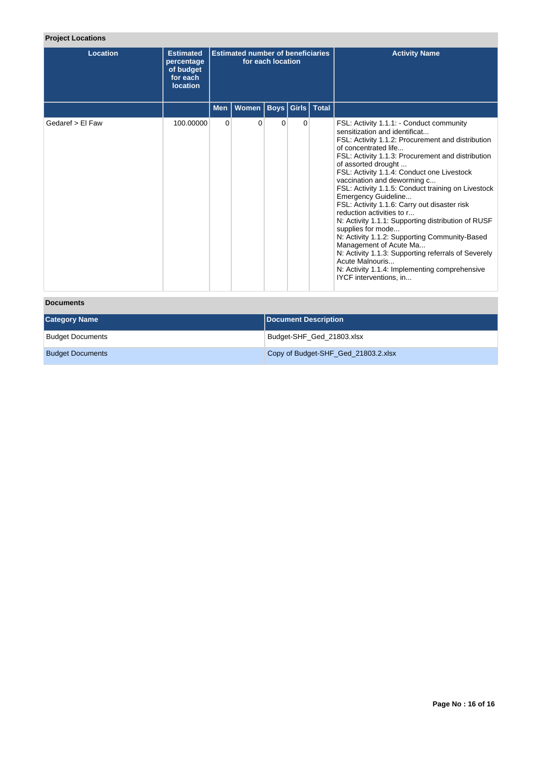### Project Locations

| Location | Estimated percentage of budget for each location | Estimated number of beneficiaries for each location | | | | | Activity Name |
|---|---|---|---|---|---|---|---|
| | | Men | Women | Boys | Girls | Total | |
| Gedaref > El Faw | 100.00000 | 0 | 0 | 0 | 0 | | FSL: Activity 1.1.1: - Conduct community sensitization and identificat...<br>FSL: Activity 1.1.2: Procurement and distribution of concentrated life...<br>FSL: Activity 1.1.3: Procurement and distribution of assorted drought ...<br>FSL: Activity 1.1.4: Conduct one Livestock vaccination and deworming c...<br>FSL: Activity 1.1.5: Conduct training on Livestock Emergency Guideline...<br>FSL: Activity 1.1.6: Carry out disaster risk reduction activities to r...<br>N: Activity 1.1.1: Supporting distribution of RUSF supplies for mode...<br>N: Activity 1.1.2: Supporting Community-Based Management of Acute Ma...<br>N: Activity 1.1.3: Supporting referrals of Severely Acute Malnouris...<br>N: Activity 1.1.4: Implementing comprehensive IYCF interventions, in... |

### Documents

| Category Name | Document Description |
|---|---|
| Budget Documents | Budget-SHF_Ged_21803.xlsx |
| Budget Documents | Copy of Budget-SHF_Ged_21803.2.xlsx |